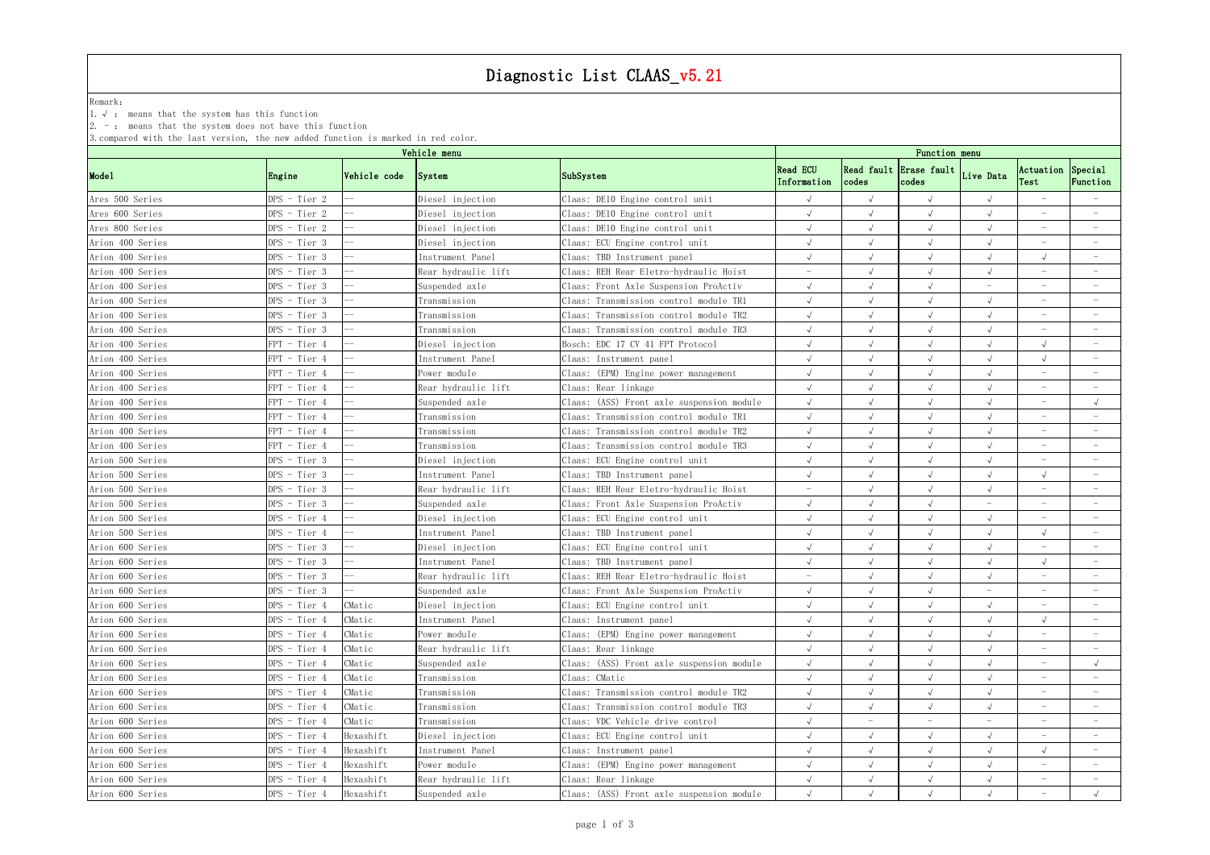# Diagnostic List CLAAS_v5.21

Remark:

1. √ : means that the system has this function
2. – : means that the system does not have this function
3. compared with the last version, the new added function is marked in red color.

| Vehicle menu | | | | | Function menu | | | | | |
|---|---|---|---|---|---|---|---|---|---|---|
| **Model** | **Engine** | **Vehicle code** | **System** | **SubSystem** | **Read ECU Information** | **Read fault codes** | **Erase fault codes** | **Live Data** | **Actuation Test** | **Special Function** |
| Ares 500 Series | DPS - Tier 2 | -- | Diesel injection | Claas: DE10 Engine control unit | √ | √ | √ | √ | – | – |
| Ares 600 Series | DPS - Tier 2 | -- | Diesel injection | Claas: DE10 Engine control unit | √ | √ | √ | √ | – | – |
| Ares 800 Series | DPS - Tier 2 | -- | Diesel injection | Claas: DE10 Engine control unit | √ | √ | √ | √ | – | – |
| Arion 400 Series | DPS - Tier 3 | -- | Diesel injection | Claas: ECU Engine control unit | √ | √ | √ | √ | – | – |
| Arion 400 Series | DPS - Tier 3 | -- | Instrument Panel | Claas: TBD Instrument panel | √ | √ | √ | √ | √ | – |
| Arion 400 Series | DPS - Tier 3 | -- | Rear hydraulic lift | Claas: REH Rear Eletro-hydraulic Hoist | – | √ | √ | √ | – | – |
| Arion 400 Series | DPS - Tier 3 | -- | Suspended axle | Claas: Front Axle Suspension ProActiv | √ | √ | √ | – | – | – |
| Arion 400 Series | DPS - Tier 3 | -- | Transmission | Claas: Transmission control module TR1 | √ | √ | √ | √ | – | – |
| Arion 400 Series | DPS - Tier 3 | -- | Transmission | Claas: Transmission control module TR2 | √ | √ | √ | √ | – | – |
| Arion 400 Series | DPS - Tier 3 | -- | Transmission | Claas: Transmission control module TR3 | √ | √ | √ | √ | – | – |
| Arion 400 Series | FPT - Tier 4 | -- | Diesel injection | Bosch: EDC 17 CV 41 FPT Protocol | √ | √ | √ | √ | √ | – |
| Arion 400 Series | FPT - Tier 4 | -- | Instrument Panel | Claas: Instrument panel | √ | √ | √ | √ | √ | – |
| Arion 400 Series | FPT - Tier 4 | -- | Power module | Claas: (EPM) Engine power management | √ | √ | √ | √ | – | – |
| Arion 400 Series | FPT - Tier 4 | -- | Rear hydraulic lift | Claas: Rear linkage | √ | √ | √ | √ | – | – |
| Arion 400 Series | FPT - Tier 4 | -- | Suspended axle | Claas: (ASS) Front axle suspension module | √ | √ | √ | √ | – | √ |
| Arion 400 Series | FPT - Tier 4 | -- | Transmission | Claas: Transmission control module TR1 | √ | √ | √ | √ | – | – |
| Arion 400 Series | FPT - Tier 4 | -- | Transmission | Claas: Transmission control module TR2 | √ | √ | √ | √ | – | – |
| Arion 400 Series | FPT - Tier 4 | -- | Transmission | Claas: Transmission control module TR3 | √ | √ | √ | √ | – | – |
| Arion 500 Series | DPS - Tier 3 | -- | Diesel injection | Claas: ECU Engine control unit | √ | √ | √ | √ | – | – |
| Arion 500 Series | DPS - Tier 3 | -- | Instrument Panel | Claas: TBD Instrument panel | √ | √ | √ | √ | √ | – |
| Arion 500 Series | DPS - Tier 3 | -- | Rear hydraulic lift | Claas: REH Rear Eletro-hydraulic Hoist | – | √ | √ | √ | – | – |
| Arion 500 Series | DPS - Tier 3 | -- | Suspended axle | Claas: Front Axle Suspension ProActiv | √ | √ | √ | – | – | – |
| Arion 500 Series | DPS - Tier 4 | -- | Diesel injection | Claas: ECU Engine control unit | √ | √ | √ | √ | – | – |
| Arion 500 Series | DPS - Tier 4 | -- | Instrument Panel | Claas: TBD Instrument panel | √ | √ | √ | √ | √ | – |
| Arion 600 Series | DPS - Tier 3 | -- | Diesel injection | Claas: ECU Engine control unit | √ | √ | √ | √ | – | – |
| Arion 600 Series | DPS - Tier 3 | -- | Instrument Panel | Claas: TBD Instrument panel | √ | √ | √ | √ | √ | – |
| Arion 600 Series | DPS - Tier 3 | -- | Rear hydraulic lift | Claas: REH Rear Eletro-hydraulic Hoist | – | √ | √ | √ | – | – |
| Arion 600 Series | DPS - Tier 3 | -- | Suspended axle | Claas: Front Axle Suspension ProActiv | √ | √ | √ | – | – | – |
| Arion 600 Series | DPS - Tier 4 | CMatic | Diesel injection | Claas: ECU Engine control unit | √ | √ | √ | √ | – | – |
| Arion 600 Series | DPS - Tier 4 | CMatic | Instrument Panel | Claas: Instrument panel | √ | √ | √ | √ | √ | – |
| Arion 600 Series | DPS - Tier 4 | CMatic | Power module | Claas: (EPM) Engine power management | √ | √ | √ | √ | – | – |
| Arion 600 Series | DPS - Tier 4 | CMatic | Rear hydraulic lift | Claas: Rear linkage | √ | √ | √ | √ | – | – |
| Arion 600 Series | DPS - Tier 4 | CMatic | Suspended axle | Claas: (ASS) Front axle suspension module | √ | √ | √ | √ | – | √ |
| Arion 600 Series | DPS - Tier 4 | CMatic | Transmission | Claas: CMatic | √ | √ | √ | √ | – | – |
| Arion 600 Series | DPS - Tier 4 | CMatic | Transmission | Claas: Transmission control module TR2 | √ | √ | √ | √ | – | – |
| Arion 600 Series | DPS - Tier 4 | CMatic | Transmission | Claas: Transmission control module TR3 | √ | √ | √ | √ | – | – |
| Arion 600 Series | DPS - Tier 4 | CMatic | Transmission | Claas: VDC Vehicle drive control | √ | – | – | – | – | – |
| Arion 600 Series | DPS - Tier 4 | Hexashift | Diesel injection | Claas: ECU Engine control unit | √ | √ | √ | √ | – | – |
| Arion 600 Series | DPS - Tier 4 | Hexashift | Instrument Panel | Claas: Instrument panel | √ | √ | √ | √ | √ | – |
| Arion 600 Series | DPS - Tier 4 | Hexashift | Power module | Claas: (EPM) Engine power management | √ | √ | √ | √ | – | – |
| Arion 600 Series | DPS - Tier 4 | Hexashift | Rear hydraulic lift | Claas: Rear linkage | √ | √ | √ | √ | – | – |
| Arion 600 Series | DPS - Tier 4 | Hexashift | Suspended axle | Claas: (ASS) Front axle suspension module | √ | √ | √ | √ | – | √ |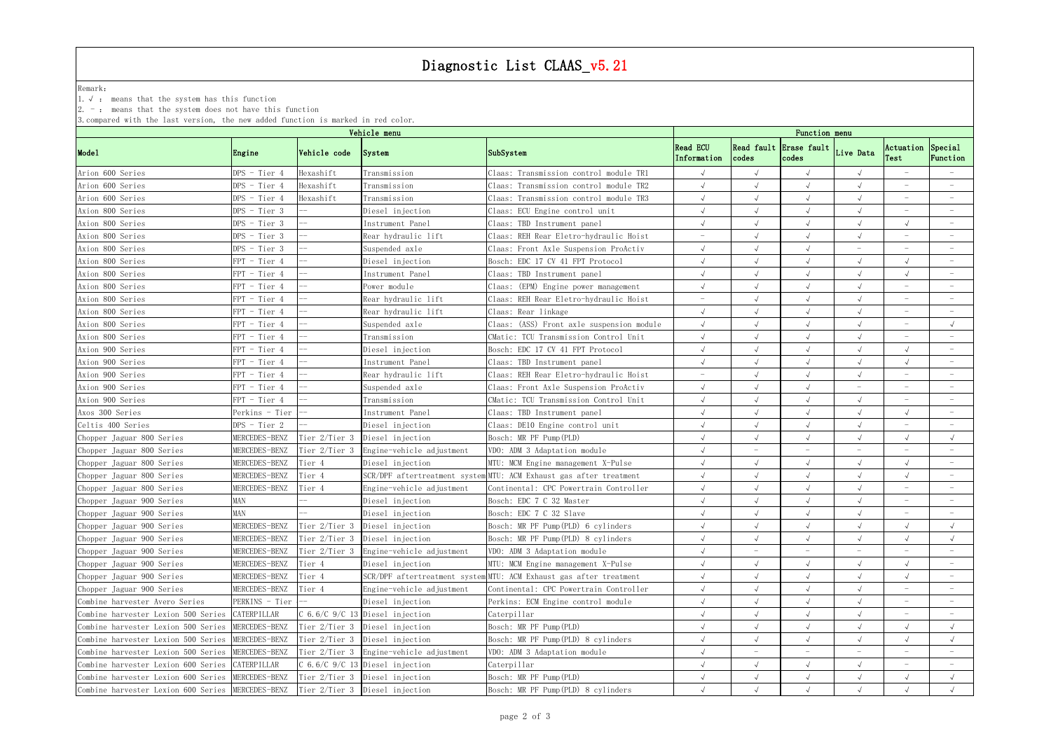# Diagnostic List CLAAS_v5.21

Remark:

1. √ : means that the system has this function
2. – : means that the system does not have this function
3. compared with the last version, the new added function is marked in red color.

| Vehicle menu | | | | | Function menu | | | | | |
|---|---|---|---|---|---|---|---|---|---|---|
| Model | Engine | Vehicle code | System | SubSystem | Read ECU Information | Read fault codes | Erase fault codes | Live Data | Actuation Test | Special Function |
| Arion 600 Series | DPS - Tier 4 | Hexashift | Transmission | Claas: Transmission control module TR1 | √ | √ | √ | √ | – | – |
| Arion 600 Series | DPS - Tier 4 | Hexashift | Transmission | Claas: Transmission control module TR2 | √ | √ | √ | √ | – | – |
| Arion 600 Series | DPS - Tier 4 | Hexashift | Transmission | Claas: Transmission control module TR3 | √ | √ | √ | √ | – | – |
| Axion 800 Series | DPS - Tier 3 | -- | Diesel injection | Claas: ECU Engine control unit | √ | √ | √ | √ | – | – |
| Axion 800 Series | DPS - Tier 3 | -- | Instrument Panel | Claas: TBD Instrument panel | √ | √ | √ | √ | √ | – |
| Axion 800 Series | DPS - Tier 3 | -- | Rear hydraulic lift | Claas: REH Rear Eletro-hydraulic Hoist | – | √ | √ | √ | – | – |
| Axion 800 Series | DPS - Tier 3 | -- | Suspended axle | Claas: Front Axle Suspension ProActiv | √ | √ | √ | – | – | – |
| Axion 800 Series | FPT - Tier 4 | -- | Diesel injection | Bosch: EDC 17 CV 41 FPT Protocol | √ | √ | √ | √ | √ | – |
| Axion 800 Series | FPT - Tier 4 | -- | Instrument Panel | Claas: TBD Instrument panel | √ | √ | √ | √ | √ | – |
| Axion 800 Series | FPT - Tier 4 | -- | Power module | Claas: (EPM) Engine power management | √ | √ | √ | √ | – | – |
| Axion 800 Series | FPT - Tier 4 | -- | Rear hydraulic lift | Claas: REH Rear Eletro-hydraulic Hoist | – | √ | √ | √ | – | – |
| Axion 800 Series | FPT - Tier 4 | -- | Rear hydraulic lift | Claas: Rear linkage | √ | √ | √ | √ | – | – |
| Axion 800 Series | FPT - Tier 4 | -- | Suspended axle | Claas: (ASS) Front axle suspension module | √ | √ | √ | √ | – | √ |
| Axion 800 Series | FPT - Tier 4 | -- | Transmission | CMatic: TCU Transmission Control Unit | √ | √ | √ | √ | – | – |
| Axion 900 Series | FPT - Tier 4 | -- | Diesel injection | Bosch: EDC 17 CV 41 FPT Protocol | √ | √ | √ | √ | √ | – |
| Axion 900 Series | FPT - Tier 4 | -- | Instrument Panel | Claas: TBD Instrument panel | √ | √ | √ | √ | √ | – |
| Axion 900 Series | FPT - Tier 4 | -- | Rear hydraulic lift | Claas: REH Rear Eletro-hydraulic Hoist | – | √ | √ | √ | – | – |
| Axion 900 Series | FPT - Tier 4 | -- | Suspended axle | Claas: Front Axle Suspension ProActiv | √ | √ | √ | – | – | – |
| Axion 900 Series | FPT - Tier 4 | -- | Transmission | CMatic: TCU Transmission Control Unit | √ | √ | √ | √ | – | – |
| Axos 300 Series | Perkins - Tier | -- | Instrument Panel | Claas: TBD Instrument panel | √ | √ | √ | √ | √ | – |
| Celtis 400 Series | DPS - Tier 2 | -- | Diesel injection | Claas: DE10 Engine control unit | √ | √ | √ | √ | – | – |
| Chopper Jaguar 800 Series | MERCEDES-BENZ | Tier 2/Tier 3 | Diesel injection | Bosch: MR PF Pump(PLD) | √ | √ | √ | √ | √ | √ |
| Chopper Jaguar 800 Series | MERCEDES-BENZ | Tier 2/Tier 3 | Engine-vehicle adjustment | VDO: ADM 3 Adaptation module | √ | – | – | – | – | – |
| Chopper Jaguar 800 Series | MERCEDES-BENZ | Tier 4 | Diesel injection | MTU: MCM Engine management X-Pulse | √ | √ | √ | √ | √ | – |
| Chopper Jaguar 800 Series | MERCEDES-BENZ | Tier 4 | SCR/DPF aftertreatment system | MTU: ACM Exhaust gas after treatment | √ | √ | √ | √ | √ | – |
| Chopper Jaguar 800 Series | MERCEDES-BENZ | Tier 4 | Engine-vehicle adjustment | Continental: CPC Powertrain Controller | √ | √ | √ | √ | – | – |
| Chopper Jaguar 900 Series | MAN | -- | Diesel injection | Bosch: EDC 7 C 32 Master | √ | √ | √ | √ | – | – |
| Chopper Jaguar 900 Series | MAN | -- | Diesel injection | Bosch: EDC 7 C 32 Slave | √ | √ | √ | √ | – | – |
| Chopper Jaguar 900 Series | MERCEDES-BENZ | Tier 2/Tier 3 | Diesel injection | Bosch: MR PF Pump(PLD) 6 cylinders | √ | √ | √ | √ | √ | √ |
| Chopper Jaguar 900 Series | MERCEDES-BENZ | Tier 2/Tier 3 | Diesel injection | Bosch: MR PF Pump(PLD) 8 cylinders | √ | √ | √ | √ | √ | √ |
| Chopper Jaguar 900 Series | MERCEDES-BENZ | Tier 2/Tier 3 | Engine-vehicle adjustment | VDO: ADM 3 Adaptation module | √ | – | – | – | – | – |
| Chopper Jaguar 900 Series | MERCEDES-BENZ | Tier 4 | Diesel injection | MTU: MCM Engine management X-Pulse | √ | √ | √ | √ | √ | – |
| Chopper Jaguar 900 Series | MERCEDES-BENZ | Tier 4 | SCR/DPF aftertreatment system | MTU: ACM Exhaust gas after treatment | √ | √ | √ | √ | √ | – |
| Chopper Jaguar 900 Series | MERCEDES-BENZ | Tier 4 | Engine-vehicle adjustment | Continental: CPC Powertrain Controller | √ | √ | √ | √ | – | – |
| Combine harvester Avero Series | PERKINS - Tier | -- | Diesel injection | Perkins: ECM Engine control module | √ | √ | √ | √ | – | – |
| Combine harvester Lexion 500 Series | CATERPILLAR | C 6.6/C 9/C 13 | Diesel injection | Caterpillar | √ | √ | √ | √ | – | – |
| Combine harvester Lexion 500 Series | MERCEDES-BENZ | Tier 2/Tier 3 | Diesel injection | Bosch: MR PF Pump(PLD) | √ | √ | √ | √ | √ | √ |
| Combine harvester Lexion 500 Series | MERCEDES-BENZ | Tier 2/Tier 3 | Diesel injection | Bosch: MR PF Pump(PLD) 8 cylinders | √ | √ | √ | √ | √ | √ |
| Combine harvester Lexion 500 Series | MERCEDES-BENZ | Tier 2/Tier 3 | Engine-vehicle adjustment | VDO: ADM 3 Adaptation module | √ | – | – | – | – | – |
| Combine harvester Lexion 600 Series | CATERPILLAR | C 6.6/C 9/C 13 | Diesel injection | Caterpillar | √ | √ | √ | √ | – | – |
| Combine harvester Lexion 600 Series | MERCEDES-BENZ | Tier 2/Tier 3 | Diesel injection | Bosch: MR PF Pump(PLD) | √ | √ | √ | √ | √ | √ |
| Combine harvester Lexion 600 Series | MERCEDES-BENZ | Tier 2/Tier 3 | Diesel injection | Bosch: MR PF Pump(PLD) 8 cylinders | √ | √ | √ | √ | √ | √ |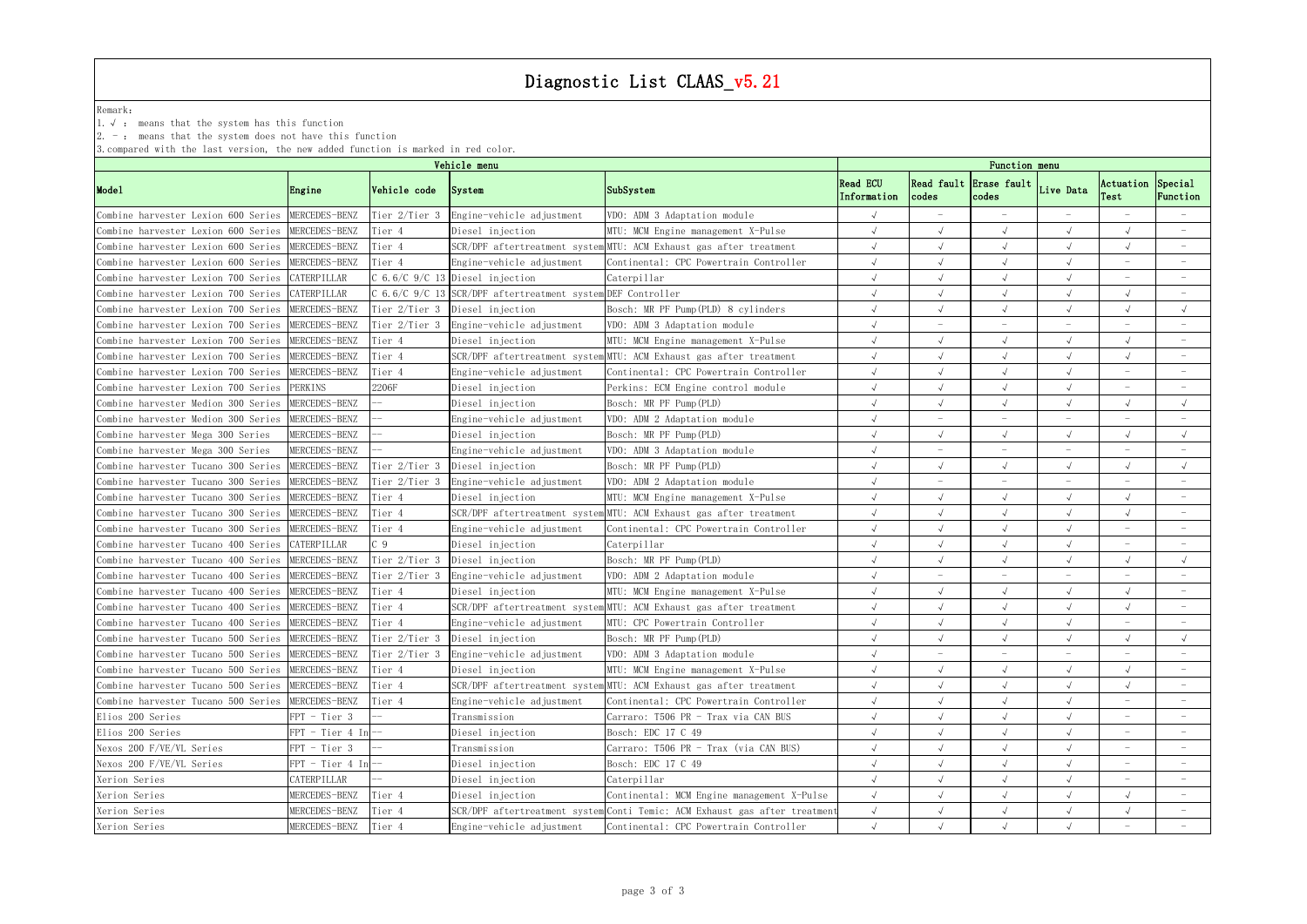# Diagnostic List CLAAS_v5.21

Remark:

1. √ : means that the system has this function
2. － : means that the system does not have this function
3. compared with the last version, the new added function is marked in red color.

| Vehicle menu | | | | | Function menu | | | | | |
|---|---|---|---|---|---|---|---|---|---|---|
| Model | Engine | Vehicle code | System | SubSystem | Read ECU Information | Read fault codes | Erase fault codes | Live Data | Actuation Test | Special Function |
| Combine harvester Lexion 600 Series | MERCEDES-BENZ | Tier 2/Tier 3 | Engine-vehicle adjustment | VDO: ADM 3 Adaptation module | √ | － | － | － | － | － |
| Combine harvester Lexion 600 Series | MERCEDES-BENZ | Tier 4 | Diesel injection | MTU: MCM Engine management X-Pulse | √ | √ | √ | √ | √ | － |
| Combine harvester Lexion 600 Series | MERCEDES-BENZ | Tier 4 | SCR/DPF aftertreatment system | MTU: ACM Exhaust gas after treatment | √ | √ | √ | √ | √ | － |
| Combine harvester Lexion 600 Series | MERCEDES-BENZ | Tier 4 | Engine-vehicle adjustment | Continental: CPC Powertrain Controller | √ | √ | √ | √ | － | － |
| Combine harvester Lexion 700 Series | CATERPILLAR | C 6.6/C 9/C 13 | Diesel injection | Caterpillar | √ | √ | √ | √ | － | － |
| Combine harvester Lexion 700 Series | CATERPILLAR | C 6.6/C 9/C 13 | SCR/DPF aftertreatment system | DEF Controller | √ | √ | √ | √ | √ | － |
| Combine harvester Lexion 700 Series | MERCEDES-BENZ | Tier 2/Tier 3 | Diesel injection | Bosch: MR PF Pump(PLD) 8 cylinders | √ | √ | √ | √ | √ | √ |
| Combine harvester Lexion 700 Series | MERCEDES-BENZ | Tier 2/Tier 3 | Engine-vehicle adjustment | VDO: ADM 3 Adaptation module | √ | － | － | － | － | － |
| Combine harvester Lexion 700 Series | MERCEDES-BENZ | Tier 4 | Diesel injection | MTU: MCM Engine management X-Pulse | √ | √ | √ | √ | √ | － |
| Combine harvester Lexion 700 Series | MERCEDES-BENZ | Tier 4 | SCR/DPF aftertreatment system | MTU: ACM Exhaust gas after treatment | √ | √ | √ | √ | √ | － |
| Combine harvester Lexion 700 Series | MERCEDES-BENZ | Tier 4 | Engine-vehicle adjustment | Continental: CPC Powertrain Controller | √ | √ | √ | √ | － | － |
| Combine harvester Lexion 700 Series | PERKINS | 2206F | Diesel injection | Perkins: ECM Engine control module | √ | √ | √ | √ | － | － |
| Combine harvester Medion 300 Series | MERCEDES-BENZ | -- | Diesel injection | Bosch: MR PF Pump(PLD) | √ | √ | √ | √ | √ | √ |
| Combine harvester Medion 300 Series | MERCEDES-BENZ | -- | Engine-vehicle adjustment | VDO: ADM 2 Adaptation module | √ | － | － | － | － | － |
| Combine harvester Mega 300 Series | MERCEDES-BENZ | -- | Diesel injection | Bosch: MR PF Pump(PLD) | √ | √ | √ | √ | √ | √ |
| Combine harvester Mega 300 Series | MERCEDES-BENZ | -- | Engine-vehicle adjustment | VDO: ADM 3 Adaptation module | √ | － | － | － | － | － |
| Combine harvester Tucano 300 Series | MERCEDES-BENZ | Tier 2/Tier 3 | Diesel injection | Bosch: MR PF Pump(PLD) | √ | √ | √ | √ | √ | √ |
| Combine harvester Tucano 300 Series | MERCEDES-BENZ | Tier 2/Tier 3 | Engine-vehicle adjustment | VDO: ADM 2 Adaptation module | √ | － | － | － | － | － |
| Combine harvester Tucano 300 Series | MERCEDES-BENZ | Tier 4 | Diesel injection | MTU: MCM Engine management X-Pulse | √ | √ | √ | √ | √ | － |
| Combine harvester Tucano 300 Series | MERCEDES-BENZ | Tier 4 | SCR/DPF aftertreatment system | MTU: ACM Exhaust gas after treatment | √ | √ | √ | √ | √ | － |
| Combine harvester Tucano 300 Series | MERCEDES-BENZ | Tier 4 | Engine-vehicle adjustment | Continental: CPC Powertrain Controller | √ | √ | √ | √ | － | － |
| Combine harvester Tucano 400 Series | CATERPILLAR | C 9 | Diesel injection | Caterpillar | √ | √ | √ | √ | － | － |
| Combine harvester Tucano 400 Series | MERCEDES-BENZ | Tier 2/Tier 3 | Diesel injection | Bosch: MR PF Pump(PLD) | √ | √ | √ | √ | √ | √ |
| Combine harvester Tucano 400 Series | MERCEDES-BENZ | Tier 2/Tier 3 | Engine-vehicle adjustment | VDO: ADM 2 Adaptation module | √ | － | － | － | － | － |
| Combine harvester Tucano 400 Series | MERCEDES-BENZ | Tier 4 | Diesel injection | MTU: MCM Engine management X-Pulse | √ | √ | √ | √ | √ | － |
| Combine harvester Tucano 400 Series | MERCEDES-BENZ | Tier 4 | SCR/DPF aftertreatment system | MTU: ACM Exhaust gas after treatment | √ | √ | √ | √ | √ | － |
| Combine harvester Tucano 400 Series | MERCEDES-BENZ | Tier 4 | Engine-vehicle adjustment | MTU: CPC Powertrain Controller | √ | √ | √ | √ | － | － |
| Combine harvester Tucano 500 Series | MERCEDES-BENZ | Tier 2/Tier 3 | Diesel injection | Bosch: MR PF Pump(PLD) | √ | √ | √ | √ | √ | √ |
| Combine harvester Tucano 500 Series | MERCEDES-BENZ | Tier 2/Tier 3 | Engine-vehicle adjustment | VDO: ADM 3 Adaptation module | √ | － | － | － | － | － |
| Combine harvester Tucano 500 Series | MERCEDES-BENZ | Tier 4 | Diesel injection | MTU: MCM Engine management X-Pulse | √ | √ | √ | √ | √ | － |
| Combine harvester Tucano 500 Series | MERCEDES-BENZ | Tier 4 | SCR/DPF aftertreatment system | MTU: ACM Exhaust gas after treatment | √ | √ | √ | √ | √ | － |
| Combine harvester Tucano 500 Series | MERCEDES-BENZ | Tier 4 | Engine-vehicle adjustment | Continental: CPC Powertrain Controller | √ | √ | √ | √ | － | － |
| Elios 200 Series | FPT - Tier 3 | -- | Transmission | Carraro: T506 PR - Trax via CAN BUS | √ | √ | √ | √ | － | － |
| Elios 200 Series | FPT - Tier 4 In | -- | Diesel injection | Bosch: EDC 17 C 49 | √ | √ | √ | √ | － | － |
| Nexos 200 F/VE/VL Series | FPT - Tier 3 | -- | Transmission | Carraro: T506 PR - Trax (via CAN BUS) | √ | √ | √ | √ | － | － |
| Nexos 200 F/VE/VL Series | FPT - Tier 4 In | -- | Diesel injection | Bosch: EDC 17 C 49 | √ | √ | √ | √ | － | － |
| Xerion Series | CATERPILLAR | -- | Diesel injection | Caterpillar | √ | √ | √ | √ | － | － |
| Xerion Series | MERCEDES-BENZ | Tier 4 | Diesel injection | Continental: MCM Engine management X-Pulse | √ | √ | √ | √ | √ | － |
| Xerion Series | MERCEDES-BENZ | Tier 4 | SCR/DPF aftertreatment system | Conti Temic: ACM Exhaust gas after treatment | √ | √ | √ | √ | √ | － |
| Xerion Series | MERCEDES-BENZ | Tier 4 | Engine-vehicle adjustment | Continental: CPC Powertrain Controller | √ | √ | √ | √ | － | － |